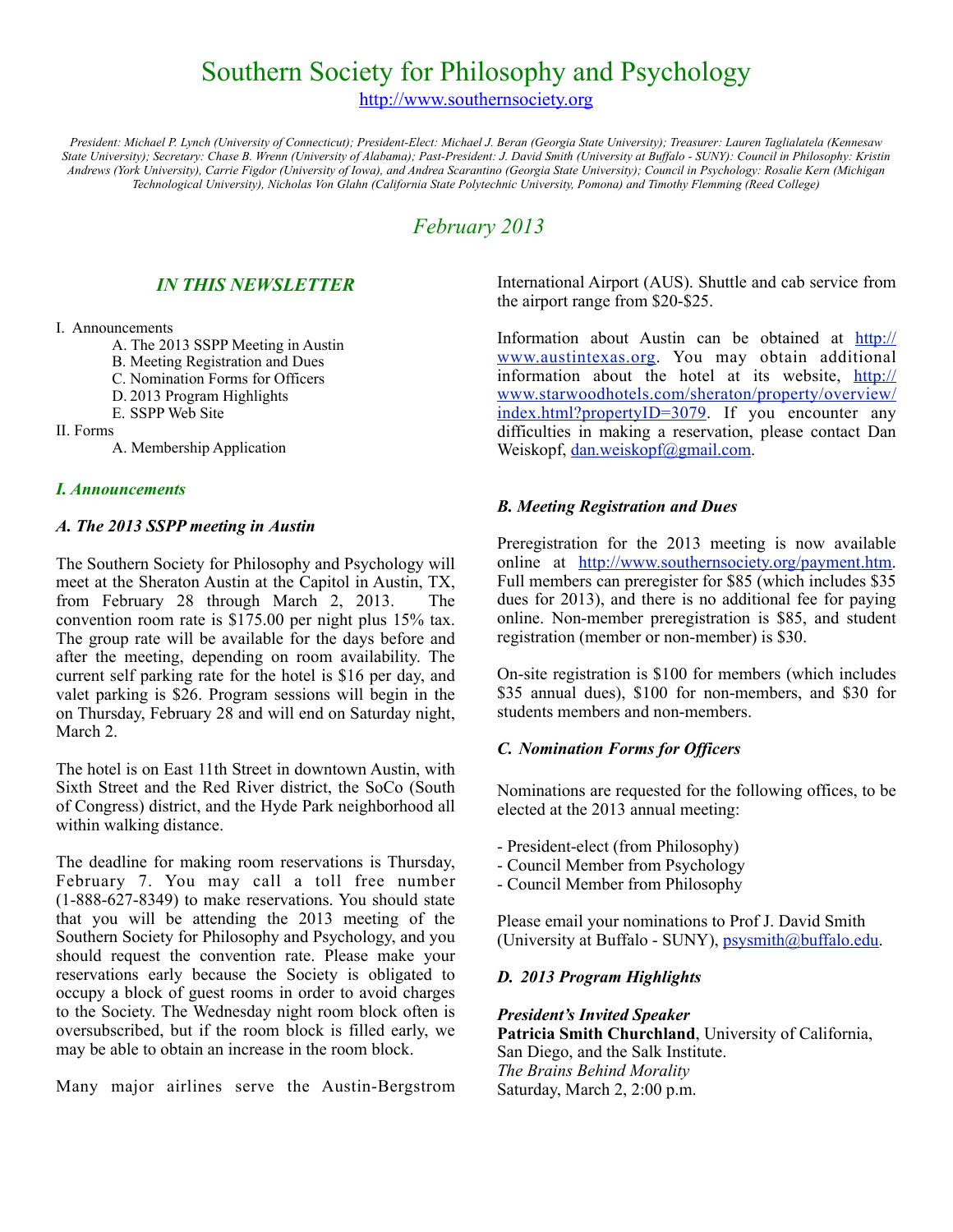# Southern Society for Philosophy and Psychology

http://www.southernsociety.org

*President: Michael P. Lynch (University of Connecticut); President-Elect: Michael J. Beran (Georgia State University); Treasurer: Lauren Taglialatela (Kennesaw State University); Secretary: Chase B. Wrenn (University of Alabama); Past-President: J. David Smith (University at Buffalo - SUNY): Council in Philosophy: Kristin Andrews (York University), Carrie Figdor (University of Iowa), and Andrea Scarantino (Georgia State University); Council in Psychology: Rosalie Kern (Michigan Technological University), Nicholas Von Glahn (California State Polytechnic University, Pomona) and Timothy Flemming (Reed College)*

## *February 2013*

### *IN THIS NEWSLETTER*

I. Announcements
- A. The 2013 SSPP Meeting in Austin
- B. Meeting Registration and Dues
- C. Nomination Forms for Officers
- D. 2013 Program Highlights
- E. SSPP Web Site

II. Forms
- A. Membership Application

### *I. Announcements*

#### *A. The 2013 SSPP meeting in Austin*

The Southern Society for Philosophy and Psychology will meet at the Sheraton Austin at the Capitol in Austin, TX, from February 28 through March 2, 2013. The convention room rate is $175.00 per night plus 15% tax. The group rate will be available for the days before and after the meeting, depending on room availability. The current self parking rate for the hotel is $16 per day, and valet parking is $26. Program sessions will begin in the on Thursday, February 28 and will end on Saturday night, March 2.

The hotel is on East 11th Street in downtown Austin, with Sixth Street and the Red River district, the SoCo (South of Congress) district, and the Hyde Park neighborhood all within walking distance.

The deadline for making room reservations is Thursday, February 7. You may call a toll free number (1-888-627-8349) to make reservations. You should state that you will be attending the 2013 meeting of the Southern Society for Philosophy and Psychology, and you should request the convention rate. Please make your reservations early because the Society is obligated to occupy a block of guest rooms in order to avoid charges to the Society. The Wednesday night room block often is oversubscribed, but if the room block is filled early, we may be able to obtain an increase in the room block.

Many major airlines serve the Austin-Bergstrom International Airport (AUS). Shuttle and cab service from the airport range from $20-$25.

Information about Austin can be obtained at http://www.austintexas.org. You may obtain additional information about the hotel at its website, http://www.starwoodhotels.com/sheraton/property/overview/index.html?propertyID=3079. If you encounter any difficulties in making a reservation, please contact Dan Weiskopf, dan.weiskopf@gmail.com.

#### *B. Meeting Registration and Dues*

Preregistration for the 2013 meeting is now available online at http://www.southernsociety.org/payment.htm. Full members can preregister for $85 (which includes $35 dues for 2013), and there is no additional fee for paying online. Non-member preregistration is $85, and student registration (member or non-member) is $30.

On-site registration is $100 for members (which includes $35 annual dues), $100 for non-members, and $30 for students members and non-members.

#### *C. Nomination Forms for Officers*

Nominations are requested for the following offices, to be elected at the 2013 annual meeting:

- President-elect (from Philosophy)
- Council Member from Psychology
- Council Member from Philosophy

Please email your nominations to Prof J. David Smith (University at Buffalo - SUNY), psysmith@buffalo.edu.

#### *D. 2013 Program Highlights*

***President's Invited Speaker***
**Patricia Smith Churchland**, University of California, San Diego, and the Salk Institute.
*The Brains Behind Morality*
Saturday, March 2, 2:00 p.m.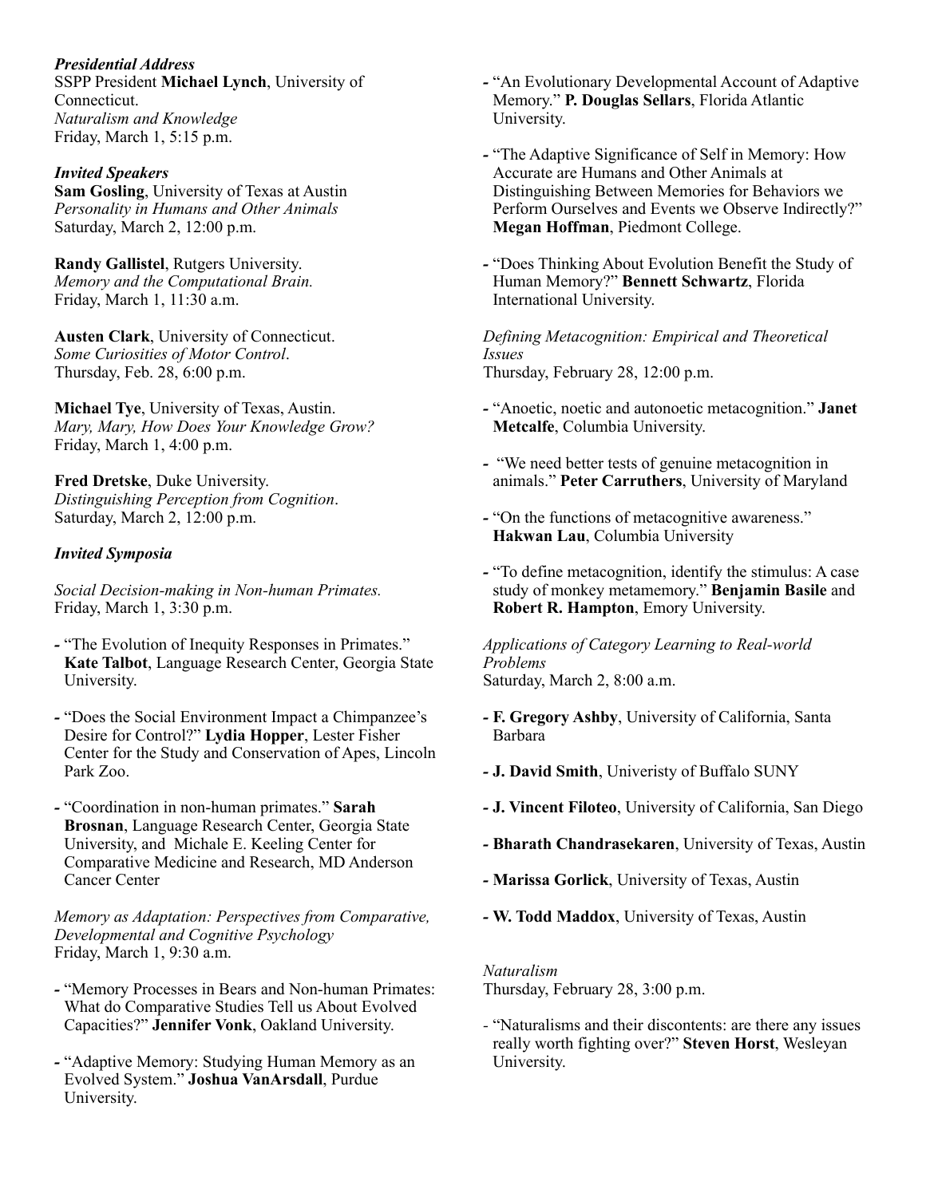***Presidential Address***

SSPP President **Michael Lynch**, University of Connecticut.
*Naturalism and Knowledge*
Friday, March 1, 5:15 p.m.

***Invited Speakers***

**Sam Gosling**, University of Texas at Austin
*Personality in Humans and Other Animals*
Saturday, March 2, 12:00 p.m.

**Randy Gallistel**, Rutgers University.
*Memory and the Computational Brain.*
Friday, March 1, 11:30 a.m.

**Austen Clark**, University of Connecticut.
*Some Curiosities of Motor Control*.
Thursday, Feb. 28, 6:00 p.m.

**Michael Tye**, University of Texas, Austin.
*Mary, Mary, How Does Your Knowledge Grow?*
Friday, March 1, 4:00 p.m.

**Fred Dretske**, Duke University.
*Distinguishing Perception from Cognition*.
Saturday, March 2, 12:00 p.m.

***Invited Symposia***

*Social Decision-making in Non-human Primates.*
Friday, March 1, 3:30 p.m.

- "The Evolution of Inequity Responses in Primates." **Kate Talbot**, Language Research Center, Georgia State University.
- "Does the Social Environment Impact a Chimpanzee's Desire for Control?" **Lydia Hopper**, Lester Fisher Center for the Study and Conservation of Apes, Lincoln Park Zoo.
- "Coordination in non-human primates." **Sarah Brosnan**, Language Research Center, Georgia State University, and Michale E. Keeling Center for Comparative Medicine and Research, MD Anderson Cancer Center

*Memory as Adaptation: Perspectives from Comparative, Developmental and Cognitive Psychology*
Friday, March 1, 9:30 a.m.

- "Memory Processes in Bears and Non-human Primates: What do Comparative Studies Tell us About Evolved Capacities?" **Jennifer Vonk**, Oakland University.
- "Adaptive Memory: Studying Human Memory as an Evolved System." **Joshua VanArsdall**, Purdue University.
- "An Evolutionary Developmental Account of Adaptive Memory." **P. Douglas Sellars**, Florida Atlantic University.
- "The Adaptive Significance of Self in Memory: How Accurate are Humans and Other Animals at Distinguishing Between Memories for Behaviors we Perform Ourselves and Events we Observe Indirectly?" **Megan Hoffman**, Piedmont College.
- "Does Thinking About Evolution Benefit the Study of Human Memory?" **Bennett Schwartz**, Florida International University.

*Defining Metacognition: Empirical and Theoretical Issues*
Thursday, February 28, 12:00 p.m.

- "Anoetic, noetic and autonoetic metacognition." **Janet Metcalfe**, Columbia University.
- "We need better tests of genuine metacognition in animals." **Peter Carruthers**, University of Maryland
- "On the functions of metacognitive awareness." **Hakwan Lau**, Columbia University
- "To define metacognition, identify the stimulus: A case study of monkey metamemory." **Benjamin Basile** and **Robert R. Hampton**, Emory University.

*Applications of Category Learning to Real-world Problems*
Saturday, March 2, 8:00 a.m.

- **F. Gregory Ashby**, University of California, Santa Barbara
- **J. David Smith**, Univeristy of Buffalo SUNY
- **J. Vincent Filoteo**, University of California, San Diego
- **Bharath Chandrasekaren**, University of Texas, Austin
- **Marissa Gorlick**, University of Texas, Austin
- **W. Todd Maddox**, University of Texas, Austin

*Naturalism*
Thursday, February 28, 3:00 p.m.

- "Naturalisms and their discontents: are there any issues really worth fighting over?" **Steven Horst**, Wesleyan University.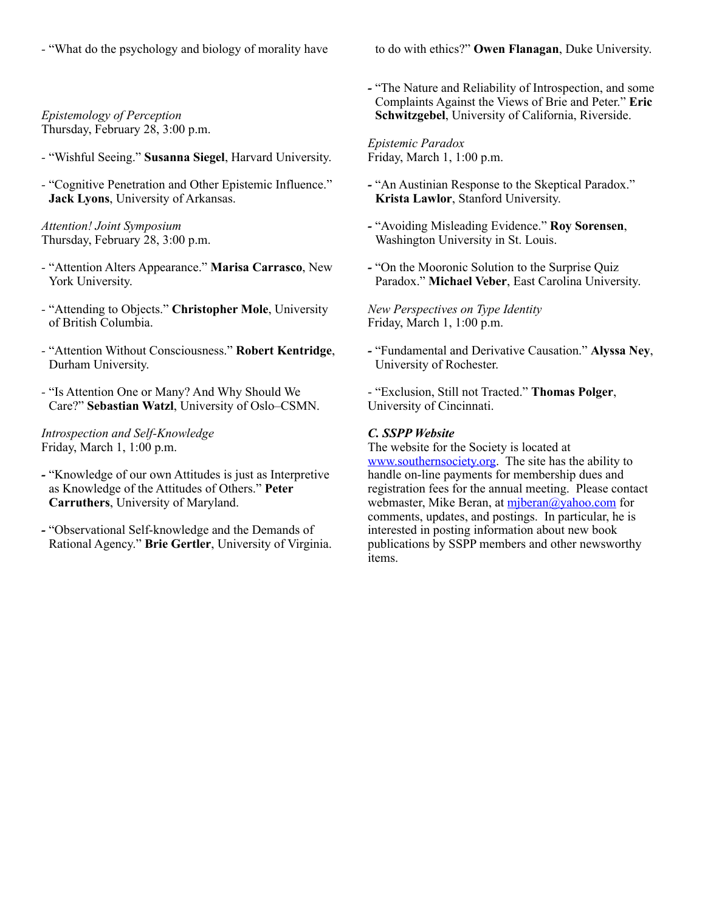- "What do the psychology and biology of morality have to do with ethics?" **Owen Flanagan**, Duke University.

*Epistemology of Perception*
Thursday, February 28, 3:00 p.m.

- "Wishful Seeing." **Susanna Siegel**, Harvard University.

- "Cognitive Penetration and Other Epistemic Influence." **Jack Lyons**, University of Arkansas.

*Attention! Joint Symposium*
Thursday, February 28, 3:00 p.m.

- "Attention Alters Appearance." **Marisa Carrasco**, New York University.

- "Attending to Objects." **Christopher Mole**, University of British Columbia.

- "Attention Without Consciousness." **Robert Kentridge**, Durham University.

- "Is Attention One or Many? And Why Should We Care?" **Sebastian Watzl**, University of Oslo–CSMN.

*Introspection and Self-Knowledge*
Friday, March 1, 1:00 p.m.

- "Knowledge of our own Attitudes is just as Interpretive as Knowledge of the Attitudes of Others." **Peter Carruthers**, University of Maryland.

- "Observational Self-knowledge and the Demands of Rational Agency." **Brie Gertler**, University of Virginia.

- "The Nature and Reliability of Introspection, and some Complaints Against the Views of Brie and Peter." **Eric Schwitzgebel**, University of California, Riverside.

*Epistemic Paradox*
Friday, March 1, 1:00 p.m.

- "An Austinian Response to the Skeptical Paradox." **Krista Lawlor**, Stanford University.

- "Avoiding Misleading Evidence." **Roy Sorensen**, Washington University in St. Louis.

- "On the Mooronic Solution to the Surprise Quiz Paradox." **Michael Veber**, East Carolina University.

*New Perspectives on Type Identity*
Friday, March 1, 1:00 p.m.

- "Fundamental and Derivative Causation." **Alyssa Ney**, University of Rochester.

- "Exclusion, Still not Tracted." **Thomas Polger**, University of Cincinnati.

### *C. SSPP Website*

The website for the Society is located at www.southernsociety.org. The site has the ability to handle on-line payments for membership dues and registration fees for the annual meeting. Please contact webmaster, Mike Beran, at mjberan@yahoo.com for comments, updates, and postings. In particular, he is interested in posting information about new book publications by SSPP members and other newsworthy items.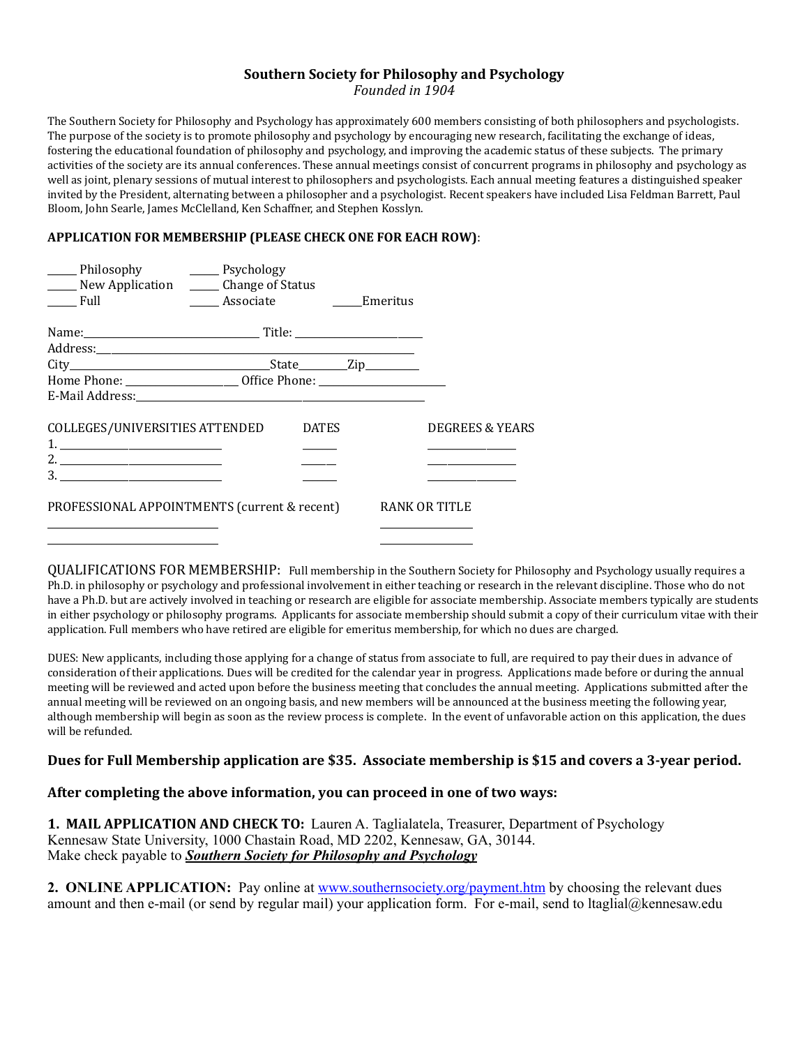# Southern Society for Philosophy and Psychology

*Founded in 1904*

The Southern Society for Philosophy and Psychology has approximately 600 members consisting of both philosophers and psychologists. The purpose of the society is to promote philosophy and psychology by encouraging new research, facilitating the exchange of ideas, fostering the educational foundation of philosophy and psychology, and improving the academic status of these subjects. The primary activities of the society are its annual conferences. These annual meetings consist of concurrent programs in philosophy and psychology as well as joint, plenary sessions of mutual interest to philosophers and psychologists. Each annual meeting features a distinguished speaker invited by the President, alternating between a philosopher and a psychologist. Recent speakers have included Lisa Feldman Barrett, Paul Bloom, John Searle, James McClelland, Ken Schaffner, and Stephen Kosslyn.

**APPLICATION FOR MEMBERSHIP (PLEASE CHECK ONE FOR EACH ROW)**:

_____ Philosophy _____ Psychology

_____ New Application _____ Change of Status

_____ Full _____ Associate _____Emeritus

Name:_____________________________ Title: ______________________

Address:___________________________________________________

City_________________________________State________Zip_________

Home Phone: __________________ Office Phone: ____________________

E-Mail Address:_____________________________________________

| COLLEGES/UNIVERSITIES ATTENDED | DATES | DEGREES & YEARS |
|---|---|---|
| 1. _____________________ | ______ | ______________ |
| 2. _____________________ | ______ | ______________ |
| 3. _____________________ | ______ | ______________ |

| PROFESSIONAL APPOINTMENTS (current & recent) | RANK OR TITLE |
|---|---|
| _____________________ | ______________ |
| _____________________ | ______________ |

QUALIFICATIONS FOR MEMBERSHIP: Full membership in the Southern Society for Philosophy and Psychology usually requires a Ph.D. in philosophy or psychology and professional involvement in either teaching or research in the relevant discipline. Those who do not have a Ph.D. but are actively involved in teaching or research are eligible for associate membership. Associate members typically are students in either psychology or philosophy programs. Applicants for associate membership should submit a copy of their curriculum vitae with their application. Full members who have retired are eligible for emeritus membership, for which no dues are charged.

DUES: New applicants, including those applying for a change of status from associate to full, are required to pay their dues in advance of consideration of their applications. Dues will be credited for the calendar year in progress. Applications made before or during the annual meeting will be reviewed and acted upon before the business meeting that concludes the annual meeting. Applications submitted after the annual meeting will be reviewed on an ongoing basis, and new members will be announced at the business meeting the following year, although membership will begin as soon as the review process is complete. In the event of unfavorable action on this application, the dues will be refunded.

**Dues for Full Membership application are $35. Associate membership is $15 and covers a 3-year period.**

**After completing the above information, you can proceed in one of two ways:**

**1. MAIL APPLICATION AND CHECK TO:** Lauren A. Taglialatela, Treasurer, Department of Psychology Kennesaw State University, 1000 Chastain Road, MD 2202, Kennesaw, GA, 30144.
Make check payable to ***Southern Society for Philosophy and Psychology***

**2. ONLINE APPLICATION:** Pay online at www.southernsociety.org/payment.htm by choosing the relevant dues amount and then e-mail (or send by regular mail) your application form. For e-mail, send to ltaglial@kennesaw.edu